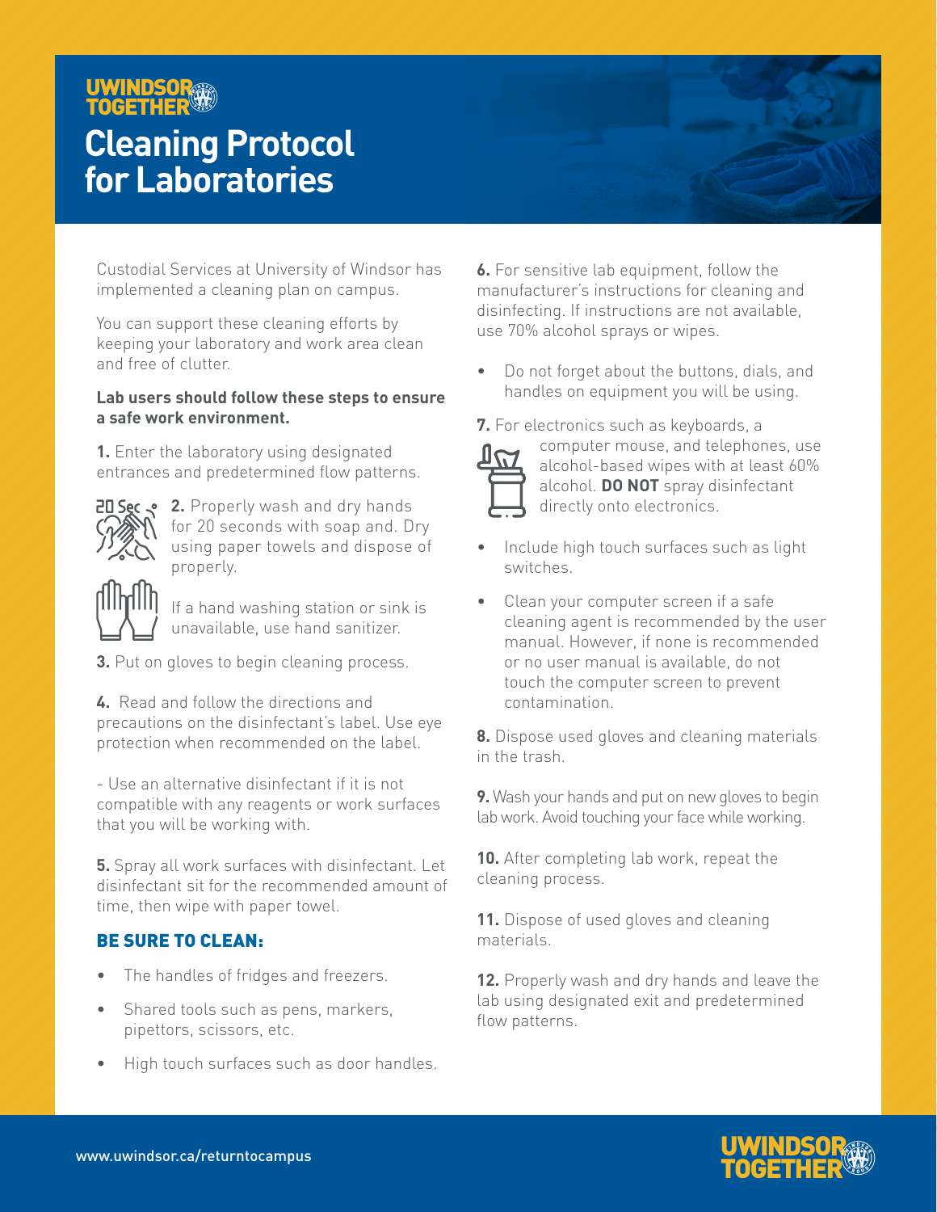UWINDSOR TOGETHER

# Cleaning Protocol for Laboratories

Custodial Services at University of Windsor has implemented a cleaning plan on campus.

You can support these cleaning efforts by keeping your laboratory and work area clean and free of clutter.

**Lab users should follow these steps to ensure a safe work environment.**

**1.** Enter the laboratory using designated entrances and predetermined flow patterns.

20 Sec

**2.** Properly wash and dry hands for 20 seconds with soap and. Dry using paper towels and dispose of properly.

If a hand washing station or sink is unavailable, use hand sanitizer.

**3.** Put on gloves to begin cleaning process.

**4.** Read and follow the directions and precautions on the disinfectant's label. Use eye protection when recommended on the label.

- Use an alternative disinfectant if it is not compatible with any reagents or work surfaces that you will be working with.

**5.** Spray all work surfaces with disinfectant. Let disinfectant sit for the recommended amount of time, then wipe with paper towel.

## BE SURE TO CLEAN:

- The handles of fridges and freezers.
- Shared tools such as pens, markers, pipettors, scissors, etc.
- High touch surfaces such as door handles.

**6.** For sensitive lab equipment, follow the manufacturer's instructions for cleaning and disinfecting. If instructions are not available, use 70% alcohol sprays or wipes.

- Do not forget about the buttons, dials, and handles on equipment you will be using.

**7.** For electronics such as keyboards, a computer mouse, and telephones, use alcohol-based wipes with at least 60% alcohol. **DO NOT** spray disinfectant directly onto electronics.

- Include high touch surfaces such as light switches.
- Clean your computer screen if a safe cleaning agent is recommended by the user manual. However, if none is recommended or no user manual is available, do not touch the computer screen to prevent contamination.

**8.** Dispose used gloves and cleaning materials in the trash.

**9.** Wash your hands and put on new gloves to begin lab work. Avoid touching your face while working.

**10.** After completing lab work, repeat the cleaning process.

**11.** Dispose of used gloves and cleaning materials.

**12.** Properly wash and dry hands and leave the lab using designated exit and predetermined flow patterns.

www.uwindsor.ca/returntocampus

UWINDSOR TOGETHER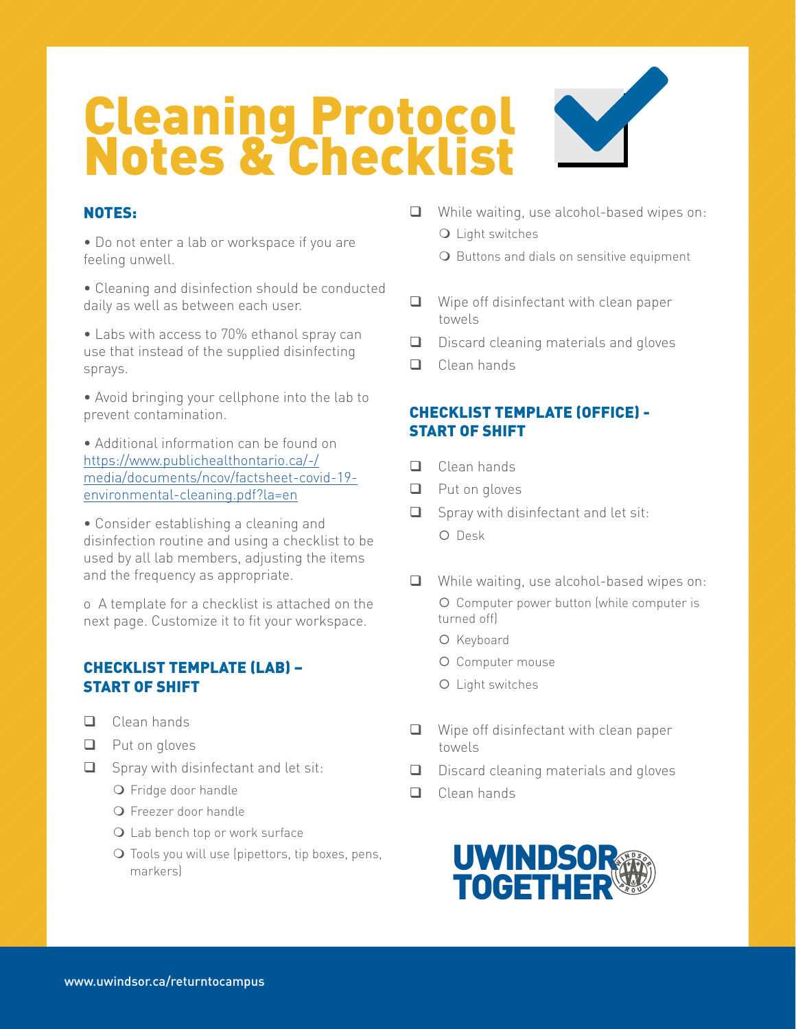# Cleaning Protocol Notes & Checklist

## NOTES:

- Do not enter a lab or workspace if you are feeling unwell.
- Cleaning and disinfection should be conducted daily as well as between each user.
- Labs with access to 70% ethanol spray can use that instead of the supplied disinfecting sprays.
- Avoid bringing your cellphone into the lab to prevent contamination.
- Additional information can be found on https://www.publichealthontario.ca/-/media/documents/ncov/factsheet-covid-19-environmental-cleaning.pdf?la=en
- Consider establishing a cleaning and disinfection routine and using a checklist to be used by all lab members, adjusting the items and the frequency as appropriate.

o A template for a checklist is attached on the next page. Customize it to fit your workspace.

## CHECKLIST TEMPLATE (LAB) – START OF SHIFT

- [ ] Clean hands
- [ ] Put on gloves
- [ ] Spray with disinfectant and let sit:
  - Fridge door handle
  - Freezer door handle
  - Lab bench top or work surface
  - Tools you will use (pipettors, tip boxes, pens, markers)
- [ ] While waiting, use alcohol-based wipes on:
  - Light switches
  - Buttons and dials on sensitive equipment
- [ ] Wipe off disinfectant with clean paper towels
- [ ] Discard cleaning materials and gloves
- [ ] Clean hands

## CHECKLIST TEMPLATE (OFFICE) - START OF SHIFT

- [ ] Clean hands
- [ ] Put on gloves
- [ ] Spray with disinfectant and let sit:
  - Desk
- [ ] While waiting, use alcohol-based wipes on:
  - Computer power button (while computer is turned off)
  - Keyboard
  - Computer mouse
  - Light switches
- [ ] Wipe off disinfectant with clean paper towels
- [ ] Discard cleaning materials and gloves
- [ ] Clean hands

UWINDSOR TOGETHER

www.uwindsor.ca/returntocampus